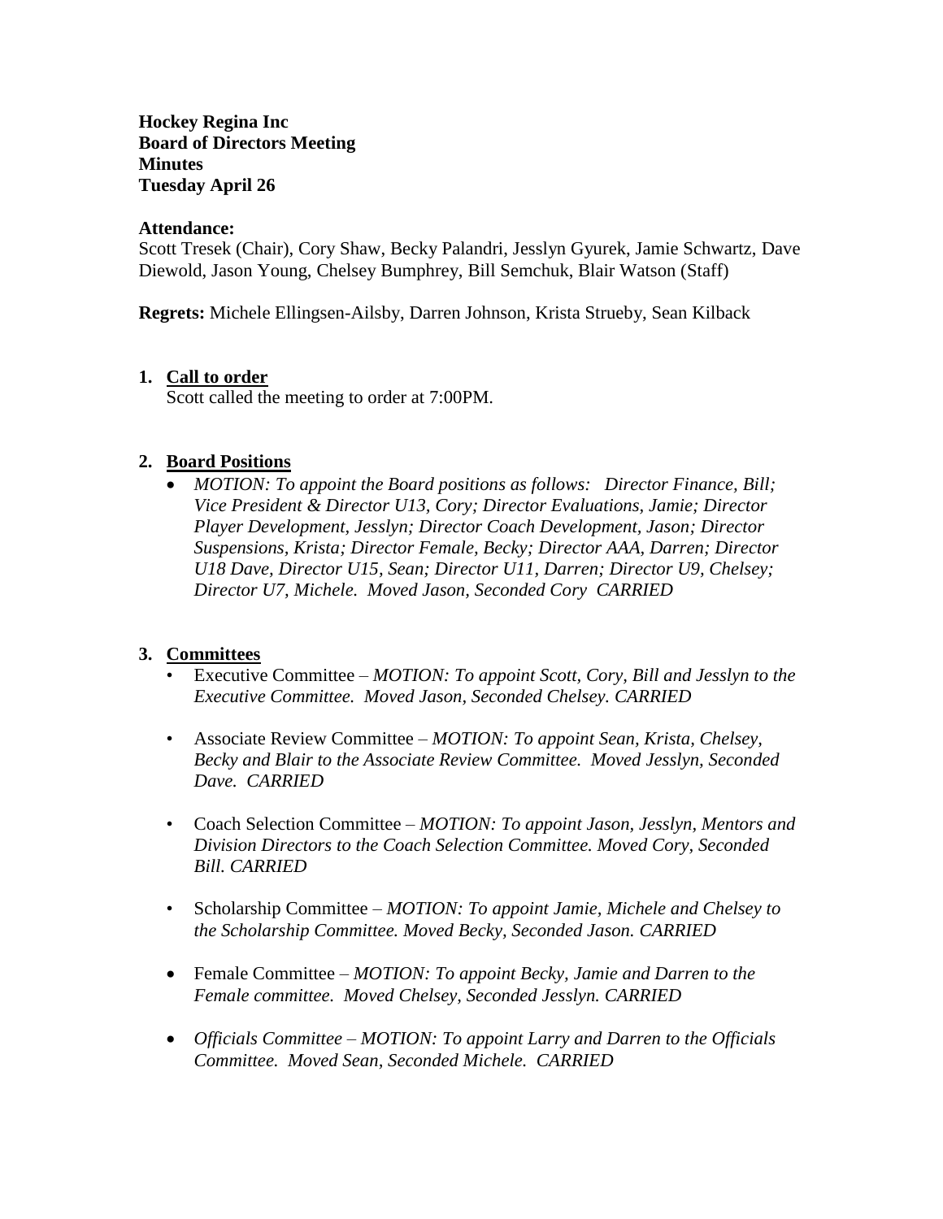**Hockey Regina Inc**
**Board of Directors Meeting**
**Minutes**
**Tuesday April 26**

**Attendance:**
Scott Tresek (Chair), Cory Shaw, Becky Palandri, Jesslyn Gyurek, Jamie Schwartz, Dave Diewold, Jason Young, Chelsey Bumphrey, Bill Semchuk, Blair Watson (Staff)

**Regrets:** Michele Ellingsen-Ailsby, Darren Johnson, Krista Strueby, Sean Kilback

1. **Call to order**
   Scott called the meeting to order at 7:00PM.

2. **Board Positions**
   - *MOTION: To appoint the Board positions as follows: Director Finance, Bill; Vice President & Director U13, Cory; Director Evaluations, Jamie; Director Player Development, Jesslyn; Director Coach Development, Jason; Director Suspensions, Krista; Director Female, Becky; Director AAA, Darren; Director U18 Dave, Director U15, Sean; Director U11, Darren; Director U9, Chelsey; Director U7, Michele. Moved Jason, Seconded Cory CARRIED*

3. **Committees**
   - Executive Committee – *MOTION: To appoint Scott, Cory, Bill and Jesslyn to the Executive Committee. Moved Jason, Seconded Chelsey. CARRIED*
   - Associate Review Committee – *MOTION: To appoint Sean, Krista, Chelsey, Becky and Blair to the Associate Review Committee. Moved Jesslyn, Seconded Dave. CARRIED*
   - Coach Selection Committee – *MOTION: To appoint Jason, Jesslyn, Mentors and Division Directors to the Coach Selection Committee. Moved Cory, Seconded Bill. CARRIED*
   - Scholarship Committee – *MOTION: To appoint Jamie, Michele and Chelsey to the Scholarship Committee. Moved Becky, Seconded Jason. CARRIED*
   - Female Committee – *MOTION: To appoint Becky, Jamie and Darren to the Female committee. Moved Chelsey, Seconded Jesslyn. CARRIED*
   - *Officials Committee – MOTION: To appoint Larry and Darren to the Officials Committee. Moved Sean, Seconded Michele. CARRIED*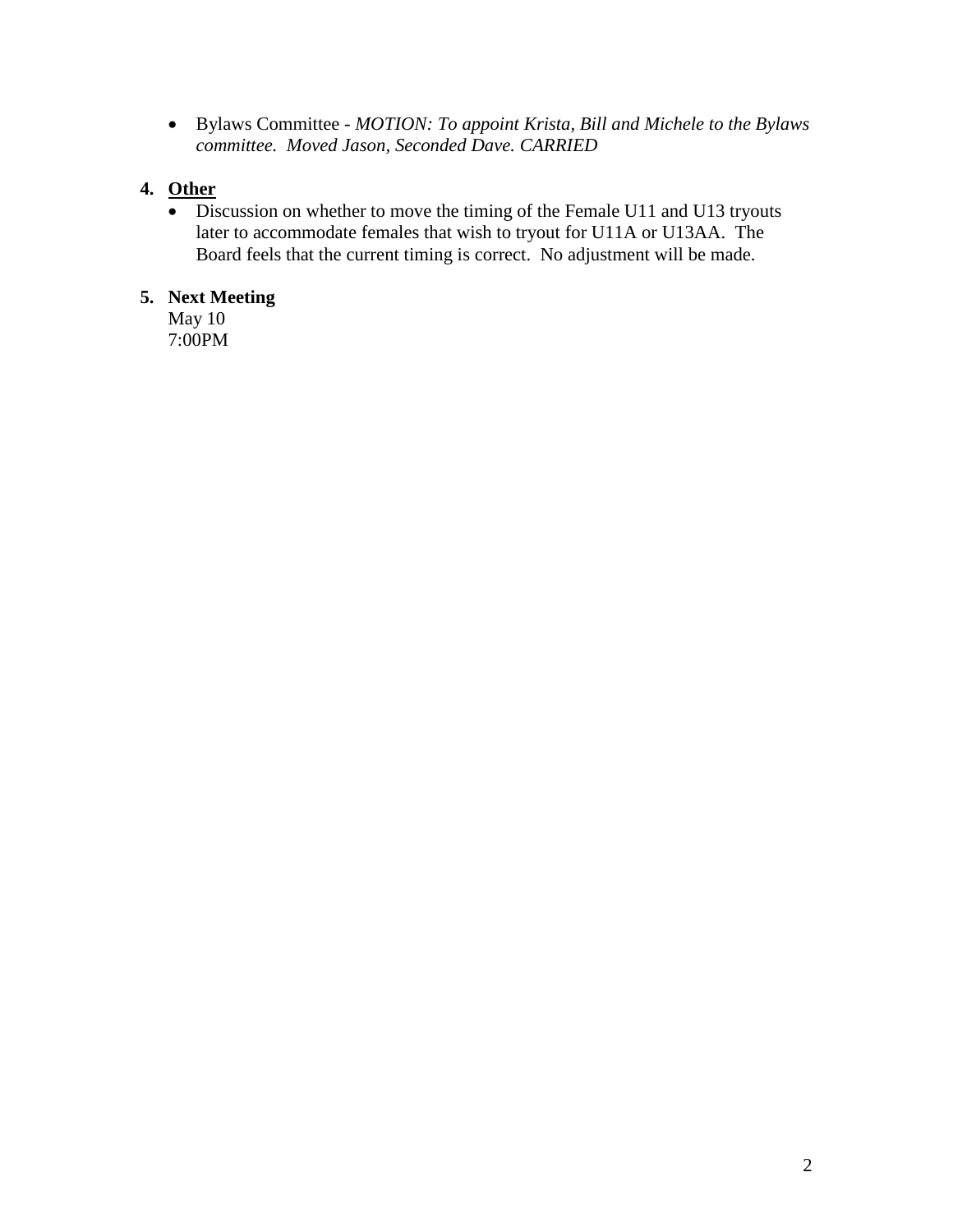- Bylaws Committee - *MOTION: To appoint Krista, Bill and Michele to the Bylaws committee. Moved Jason, Seconded Dave. CARRIED*

**4. <u>Other</u>**

- Discussion on whether to move the timing of the Female U11 and U13 tryouts later to accommodate females that wish to tryout for U11A or U13AA. The Board feels that the current timing is correct. No adjustment will be made.

**5. Next Meeting**

May 10
7:00PM